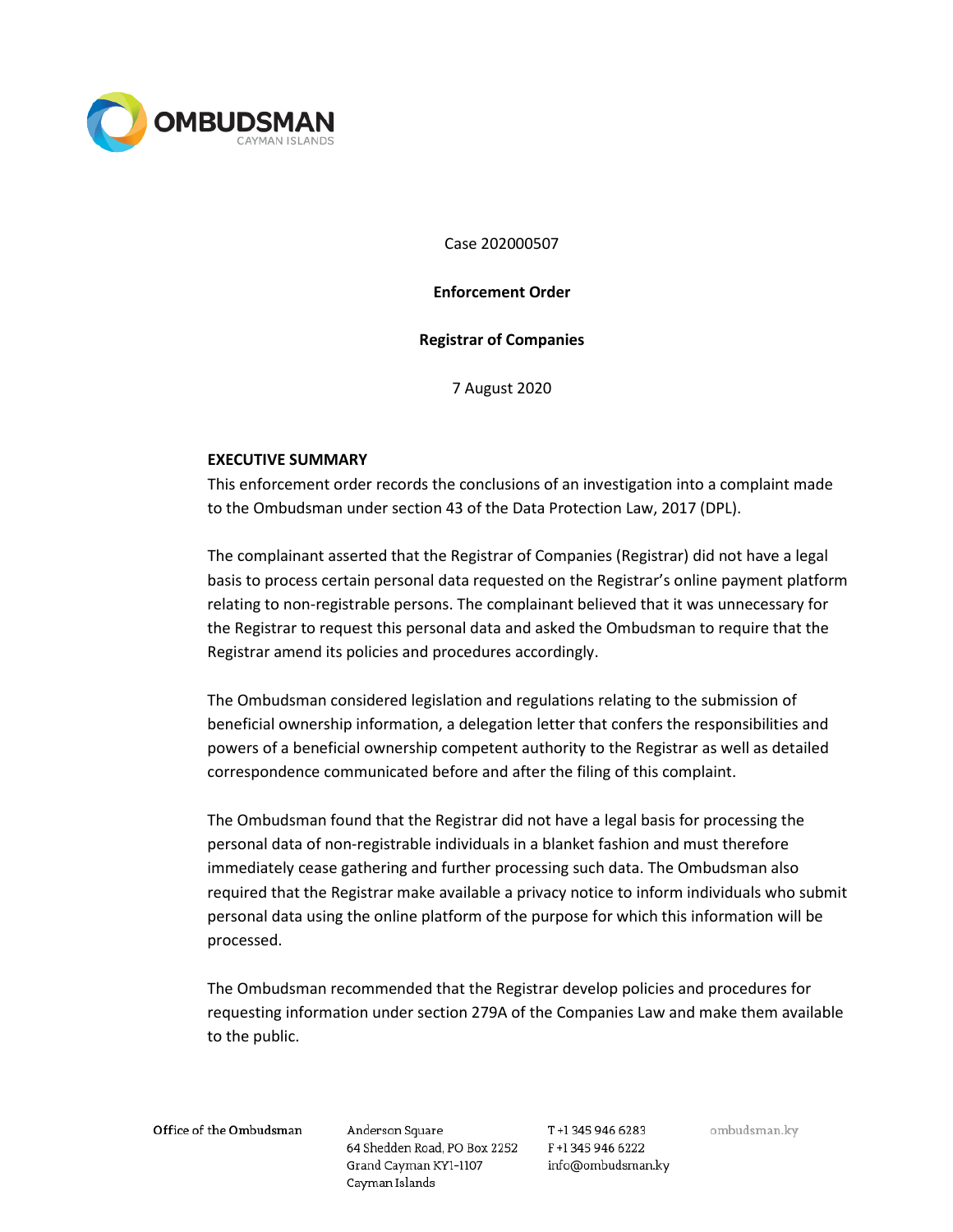Case 202000507

**Enforcement Order**

**Registrar of Companies**

7 August 2020

## EXECUTIVE SUMMARY

This enforcement order records the conclusions of an investigation into a complaint made to the Ombudsman under section 43 of the Data Protection Law, 2017 (DPL).

The complainant asserted that the Registrar of Companies (Registrar) did not have a legal basis to process certain personal data requested on the Registrar's online payment platform relating to non-registrable persons. The complainant believed that it was unnecessary for the Registrar to request this personal data and asked the Ombudsman to require that the Registrar amend its policies and procedures accordingly.

The Ombudsman considered legislation and regulations relating to the submission of beneficial ownership information, a delegation letter that confers the responsibilities and powers of a beneficial ownership competent authority to the Registrar as well as detailed correspondence communicated before and after the filing of this complaint.

The Ombudsman found that the Registrar did not have a legal basis for processing the personal data of non-registrable individuals in a blanket fashion and must therefore immediately cease gathering and further processing such data. The Ombudsman also required that the Registrar make available a privacy notice to inform individuals who submit personal data using the online platform of the purpose for which this information will be processed.

The Ombudsman recommended that the Registrar develop policies and procedures for requesting information under section 279A of the Companies Law and make them available to the public.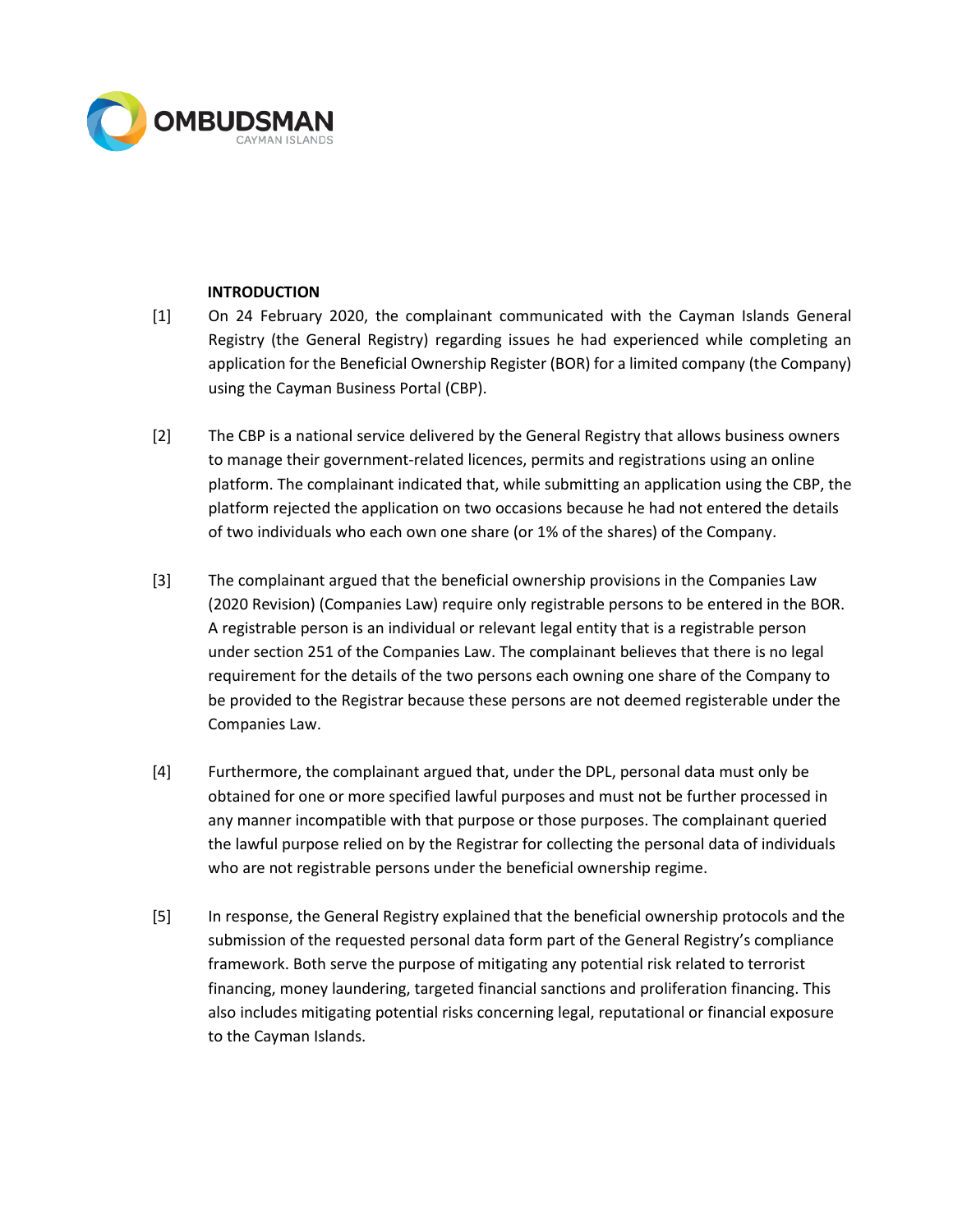## INTRODUCTION

[1] On 24 February 2020, the complainant communicated with the Cayman Islands General Registry (the General Registry) regarding issues he had experienced while completing an application for the Beneficial Ownership Register (BOR) for a limited company (the Company) using the Cayman Business Portal (CBP).

[2] The CBP is a national service delivered by the General Registry that allows business owners to manage their government-related licences, permits and registrations using an online platform. The complainant indicated that, while submitting an application using the CBP, the platform rejected the application on two occasions because he had not entered the details of two individuals who each own one share (or 1% of the shares) of the Company.

[3] The complainant argued that the beneficial ownership provisions in the Companies Law (2020 Revision) (Companies Law) require only registrable persons to be entered in the BOR. A registrable person is an individual or relevant legal entity that is a registrable person under section 251 of the Companies Law. The complainant believes that there is no legal requirement for the details of the two persons each owning one share of the Company to be provided to the Registrar because these persons are not deemed registerable under the Companies Law.

[4] Furthermore, the complainant argued that, under the DPL, personal data must only be obtained for one or more specified lawful purposes and must not be further processed in any manner incompatible with that purpose or those purposes. The complainant queried the lawful purpose relied on by the Registrar for collecting the personal data of individuals who are not registrable persons under the beneficial ownership regime.

[5] In response, the General Registry explained that the beneficial ownership protocols and the submission of the requested personal data form part of the General Registry's compliance framework. Both serve the purpose of mitigating any potential risk related to terrorist financing, money laundering, targeted financial sanctions and proliferation financing. This also includes mitigating potential risks concerning legal, reputational or financial exposure to the Cayman Islands.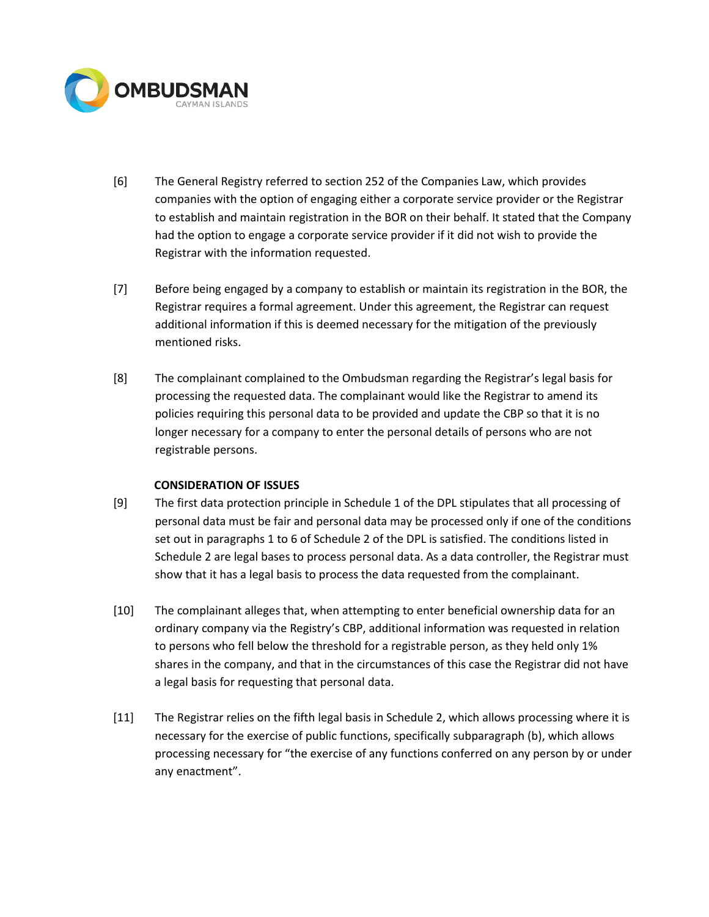[6] The General Registry referred to section 252 of the Companies Law, which provides companies with the option of engaging either a corporate service provider or the Registrar to establish and maintain registration in the BOR on their behalf. It stated that the Company had the option to engage a corporate service provider if it did not wish to provide the Registrar with the information requested.

[7] Before being engaged by a company to establish or maintain its registration in the BOR, the Registrar requires a formal agreement. Under this agreement, the Registrar can request additional information if this is deemed necessary for the mitigation of the previously mentioned risks.

[8] The complainant complained to the Ombudsman regarding the Registrar's legal basis for processing the requested data. The complainant would like the Registrar to amend its policies requiring this personal data to be provided and update the CBP so that it is no longer necessary for a company to enter the personal details of persons who are not registrable persons.

**CONSIDERATION OF ISSUES**

[9] The first data protection principle in Schedule 1 of the DPL stipulates that all processing of personal data must be fair and personal data may be processed only if one of the conditions set out in paragraphs 1 to 6 of Schedule 2 of the DPL is satisfied. The conditions listed in Schedule 2 are legal bases to process personal data. As a data controller, the Registrar must show that it has a legal basis to process the data requested from the complainant.

[10] The complainant alleges that, when attempting to enter beneficial ownership data for an ordinary company via the Registry's CBP, additional information was requested in relation to persons who fell below the threshold for a registrable person, as they held only 1% shares in the company, and that in the circumstances of this case the Registrar did not have a legal basis for requesting that personal data.

[11] The Registrar relies on the fifth legal basis in Schedule 2, which allows processing where it is necessary for the exercise of public functions, specifically subparagraph (b), which allows processing necessary for "the exercise of any functions conferred on any person by or under any enactment".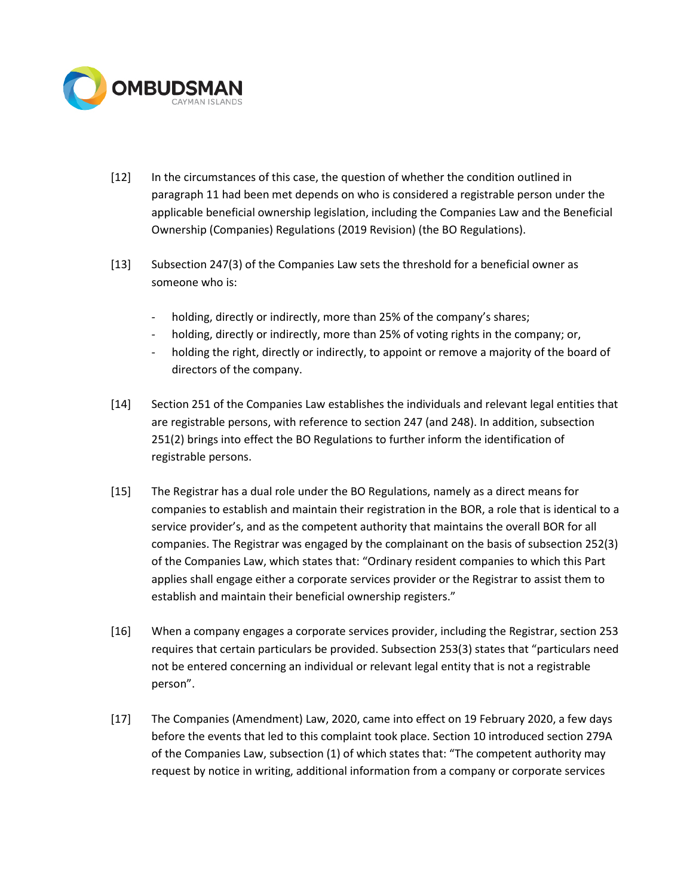[12] In the circumstances of this case, the question of whether the condition outlined in paragraph 11 had been met depends on who is considered a registrable person under the applicable beneficial ownership legislation, including the Companies Law and the Beneficial Ownership (Companies) Regulations (2019 Revision) (the BO Regulations).

[13] Subsection 247(3) of the Companies Law sets the threshold for a beneficial owner as someone who is:

- holding, directly or indirectly, more than 25% of the company's shares;
- holding, directly or indirectly, more than 25% of voting rights in the company; or,
- holding the right, directly or indirectly, to appoint or remove a majority of the board of directors of the company.

[14] Section 251 of the Companies Law establishes the individuals and relevant legal entities that are registrable persons, with reference to section 247 (and 248). In addition, subsection 251(2) brings into effect the BO Regulations to further inform the identification of registrable persons.

[15] The Registrar has a dual role under the BO Regulations, namely as a direct means for companies to establish and maintain their registration in the BOR, a role that is identical to a service provider's, and as the competent authority that maintains the overall BOR for all companies. The Registrar was engaged by the complainant on the basis of subsection 252(3) of the Companies Law, which states that: "Ordinary resident companies to which this Part applies shall engage either a corporate services provider or the Registrar to assist them to establish and maintain their beneficial ownership registers."

[16] When a company engages a corporate services provider, including the Registrar, section 253 requires that certain particulars be provided. Subsection 253(3) states that "particulars need not be entered concerning an individual or relevant legal entity that is not a registrable person".

[17] The Companies (Amendment) Law, 2020, came into effect on 19 February 2020, a few days before the events that led to this complaint took place. Section 10 introduced section 279A of the Companies Law, subsection (1) of which states that: "The competent authority may request by notice in writing, additional information from a company or corporate services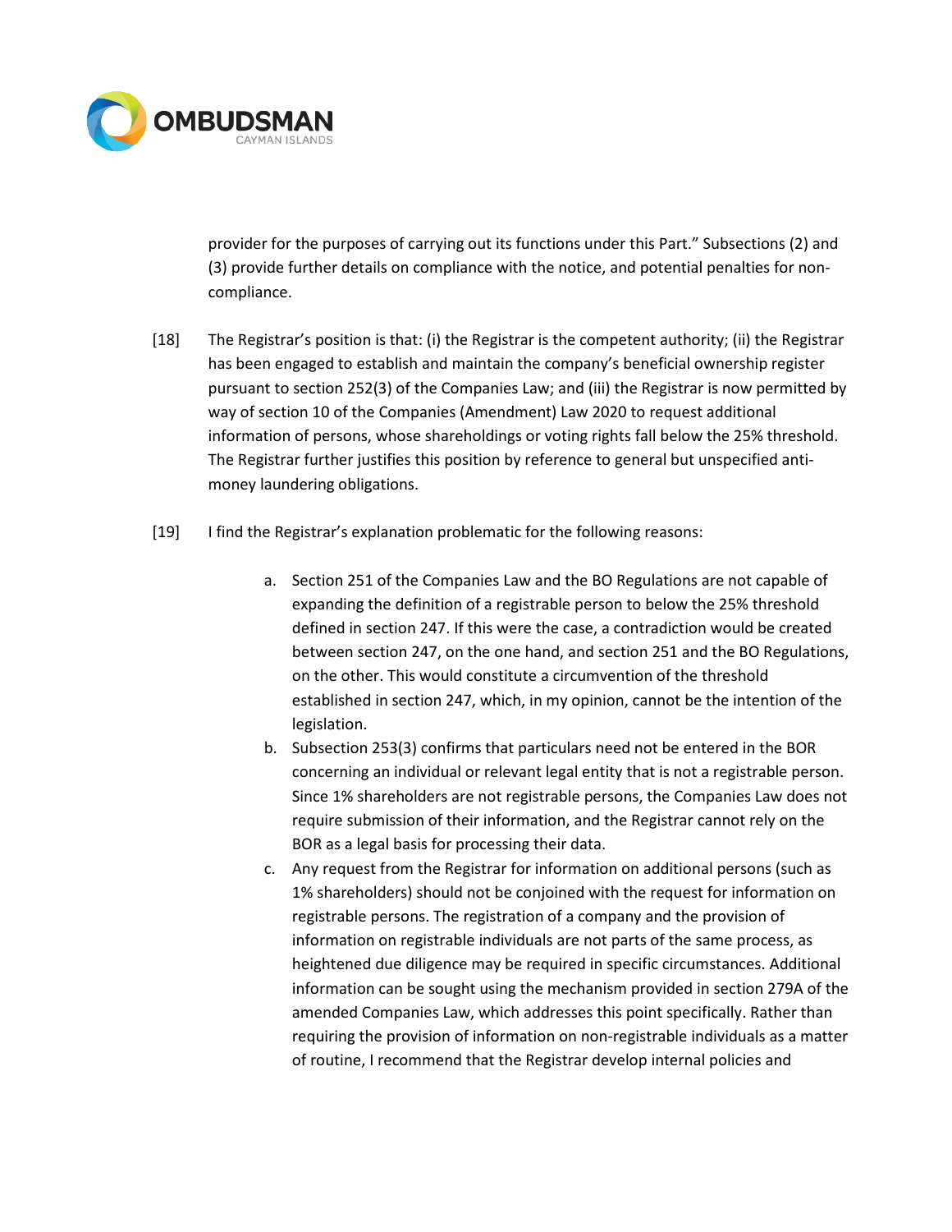provider for the purposes of carrying out its functions under this Part.” Subsections (2) and (3) provide further details on compliance with the notice, and potential penalties for non-compliance.

[18] The Registrar’s position is that: (i) the Registrar is the competent authority; (ii) the Registrar has been engaged to establish and maintain the company’s beneficial ownership register pursuant to section 252(3) of the Companies Law; and (iii) the Registrar is now permitted by way of section 10 of the Companies (Amendment) Law 2020 to request additional information of persons, whose shareholdings or voting rights fall below the 25% threshold. The Registrar further justifies this position by reference to general but unspecified anti-money laundering obligations.

[19] I find the Registrar’s explanation problematic for the following reasons:

a. Section 251 of the Companies Law and the BO Regulations are not capable of expanding the definition of a registrable person to below the 25% threshold defined in section 247. If this were the case, a contradiction would be created between section 247, on the one hand, and section 251 and the BO Regulations, on the other. This would constitute a circumvention of the threshold established in section 247, which, in my opinion, cannot be the intention of the legislation.

b. Subsection 253(3) confirms that particulars need not be entered in the BOR concerning an individual or relevant legal entity that is not a registrable person. Since 1% shareholders are not registrable persons, the Companies Law does not require submission of their information, and the Registrar cannot rely on the BOR as a legal basis for processing their data.

c. Any request from the Registrar for information on additional persons (such as 1% shareholders) should not be conjoined with the request for information on registrable persons. The registration of a company and the provision of information on registrable individuals are not parts of the same process, as heightened due diligence may be required in specific circumstances. Additional information can be sought using the mechanism provided in section 279A of the amended Companies Law, which addresses this point specifically. Rather than requiring the provision of information on non-registrable individuals as a matter of routine, I recommend that the Registrar develop internal policies and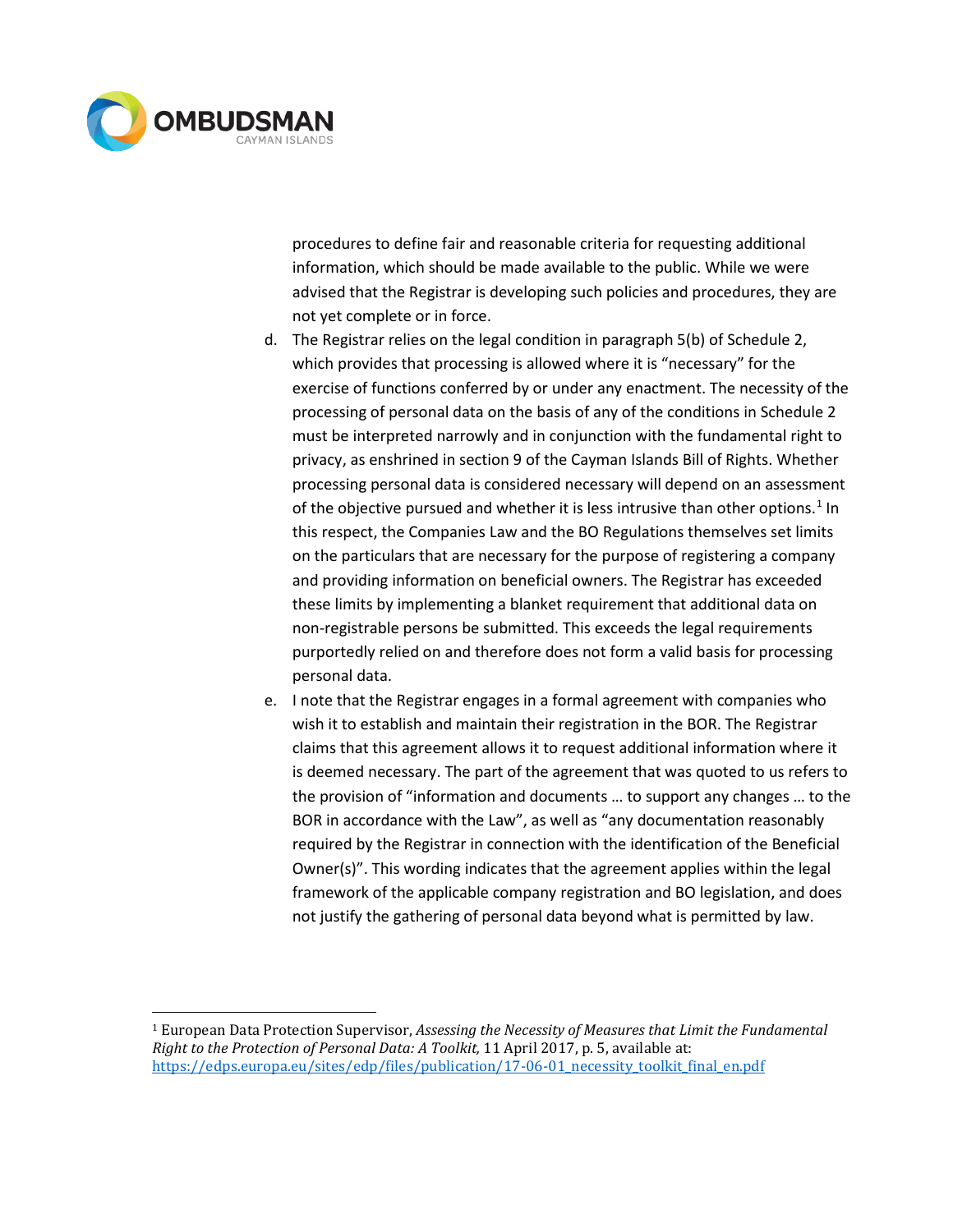procedures to define fair and reasonable criteria for requesting additional information, which should be made available to the public. While we were advised that the Registrar is developing such policies and procedures, they are not yet complete or in force.

d. The Registrar relies on the legal condition in paragraph 5(b) of Schedule 2, which provides that processing is allowed where it is "necessary" for the exercise of functions conferred by or under any enactment. The necessity of the processing of personal data on the basis of any of the conditions in Schedule 2 must be interpreted narrowly and in conjunction with the fundamental right to privacy, as enshrined in section 9 of the Cayman Islands Bill of Rights. Whether processing personal data is considered necessary will depend on an assessment of the objective pursued and whether it is less intrusive than other options.[1] In this respect, the Companies Law and the BO Regulations themselves set limits on the particulars that are necessary for the purpose of registering a company and providing information on beneficial owners. The Registrar has exceeded these limits by implementing a blanket requirement that additional data on non-registrable persons be submitted. This exceeds the legal requirements purportedly relied on and therefore does not form a valid basis for processing personal data.

e. I note that the Registrar engages in a formal agreement with companies who wish it to establish and maintain their registration in the BOR. The Registrar claims that this agreement allows it to request additional information where it is deemed necessary. The part of the agreement that was quoted to us refers to the provision of "information and documents … to support any changes … to the BOR in accordance with the Law", as well as "any documentation reasonably required by the Registrar in connection with the identification of the Beneficial Owner(s)". This wording indicates that the agreement applies within the legal framework of the applicable company registration and BO legislation, and does not justify the gathering of personal data beyond what is permitted by law.

---

[1] European Data Protection Supervisor, *Assessing the Necessity of Measures that Limit the Fundamental Right to the Protection of Personal Data: A Toolkit,* 11 April 2017, p. 5, available at: https://edps.europa.eu/sites/edp/files/publication/17-06-01_necessity_toolkit_final_en.pdf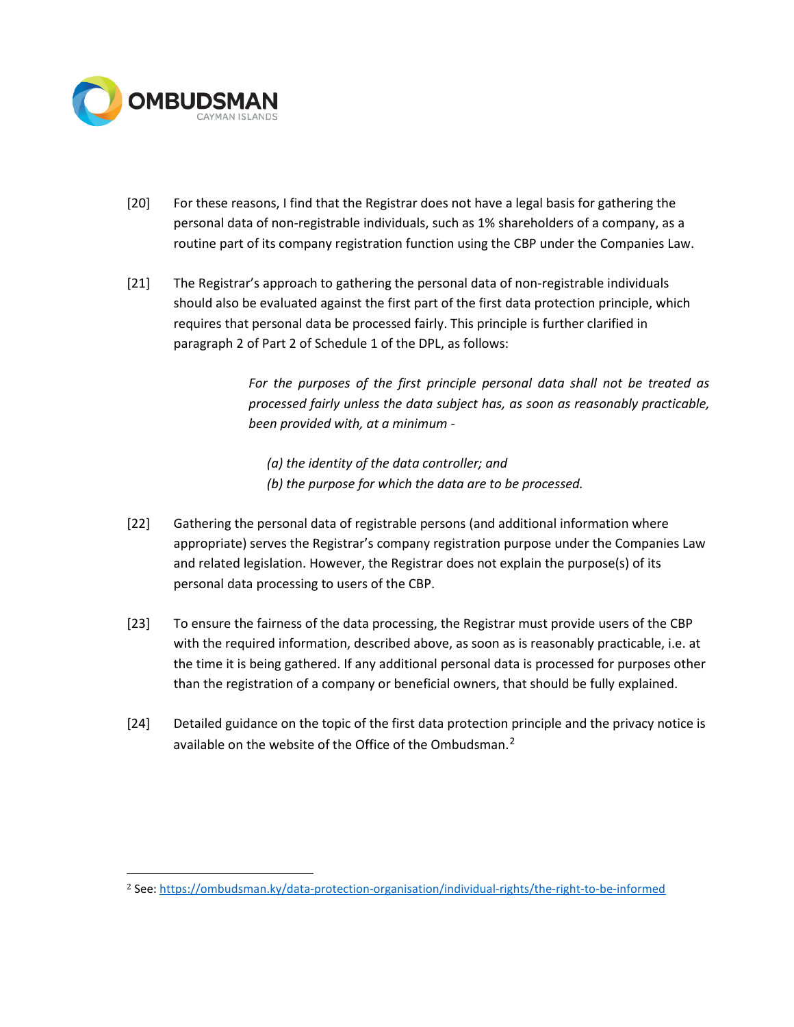[20] For these reasons, I find that the Registrar does not have a legal basis for gathering the personal data of non-registrable individuals, such as 1% shareholders of a company, as a routine part of its company registration function using the CBP under the Companies Law.

[21] The Registrar's approach to gathering the personal data of non-registrable individuals should also be evaluated against the first part of the first data protection principle, which requires that personal data be processed fairly. This principle is further clarified in paragraph 2 of Part 2 of Schedule 1 of the DPL, as follows:

> *For the purposes of the first principle personal data shall not be treated as processed fairly unless the data subject has, as soon as reasonably practicable, been provided with, at a minimum -*
>
> *(a) the identity of the data controller; and*
> *(b) the purpose for which the data are to be processed.*

[22] Gathering the personal data of registrable persons (and additional information where appropriate) serves the Registrar's company registration purpose under the Companies Law and related legislation. However, the Registrar does not explain the purpose(s) of its personal data processing to users of the CBP.

[23] To ensure the fairness of the data processing, the Registrar must provide users of the CBP with the required information, described above, as soon as is reasonably practicable, i.e. at the time it is being gathered. If any additional personal data is processed for purposes other than the registration of a company or beneficial owners, that should be fully explained.

[24] Detailed guidance on the topic of the first data protection principle and the privacy notice is available on the website of the Office of the Ombudsman.[2]

---

[2] See: https://ombudsman.ky/data-protection-organisation/individual-rights/the-right-to-be-informed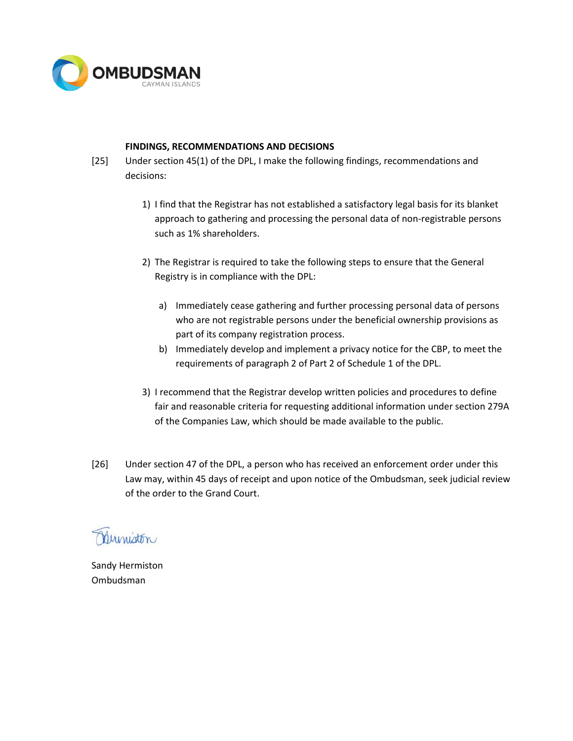**FINDINGS, RECOMMENDATIONS AND DECISIONS**

[25] Under section 45(1) of the DPL, I make the following findings, recommendations and decisions:

1) I find that the Registrar has not established a satisfactory legal basis for its blanket approach to gathering and processing the personal data of non-registrable persons such as 1% shareholders.

2) The Registrar is required to take the following steps to ensure that the General Registry is in compliance with the DPL:

   a) Immediately cease gathering and further processing personal data of persons who are not registrable persons under the beneficial ownership provisions as part of its company registration process.

   b) Immediately develop and implement a privacy notice for the CBP, to meet the requirements of paragraph 2 of Part 2 of Schedule 1 of the DPL.

3) I recommend that the Registrar develop written policies and procedures to define fair and reasonable criteria for requesting additional information under section 279A of the Companies Law, which should be made available to the public.

[26] Under section 47 of the DPL, a person who has received an enforcement order under this Law may, within 45 days of receipt and upon notice of the Ombudsman, seek judicial review of the order to the Grand Court.

Sandy Hermiston
Ombudsman